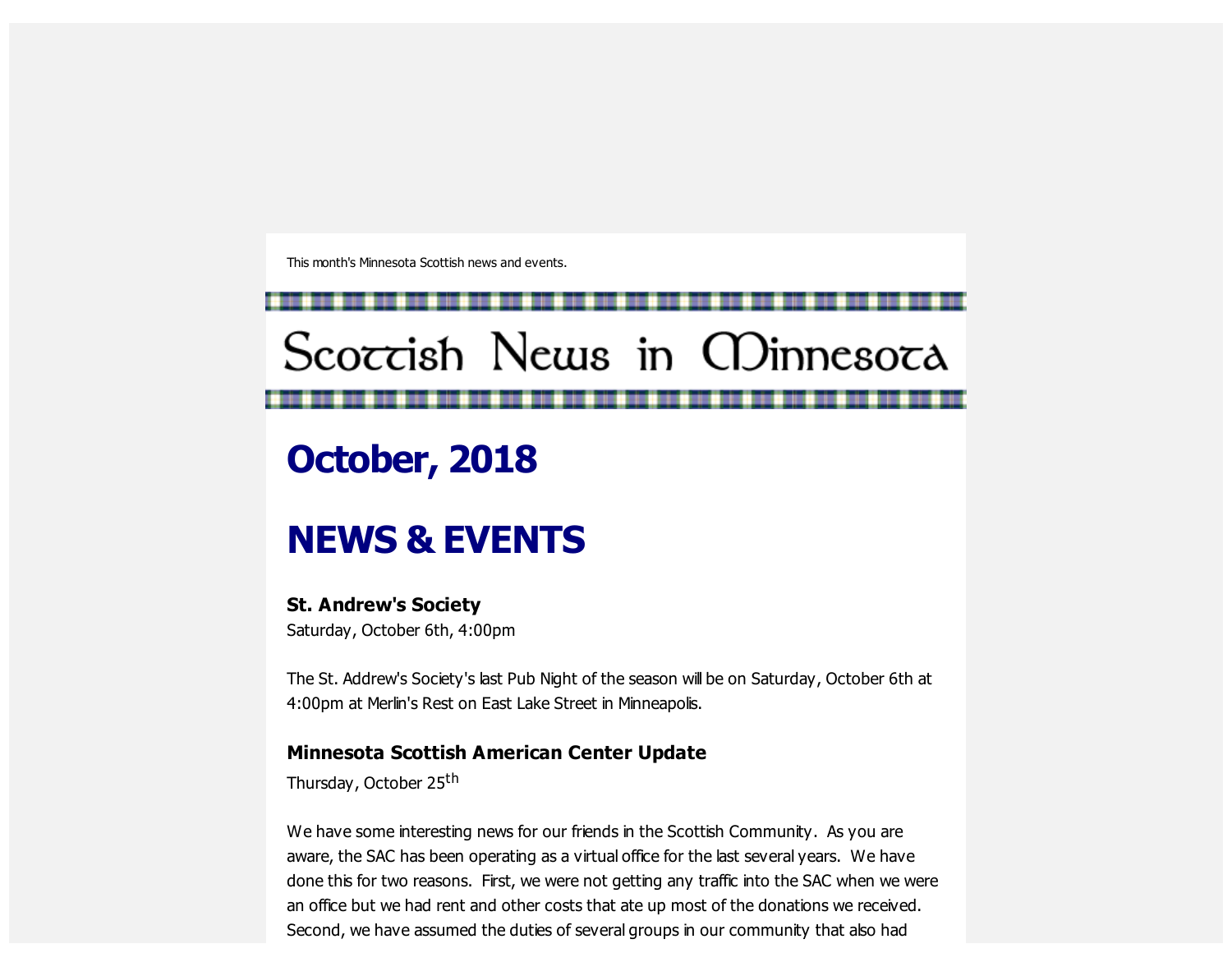This month's Minnesota Scottish news and events.

# Scottish News in Minnesota

# October, 2018

# NEWS & EVENTS

### St. Andrew's Society

Saturday, October 6th, 4:00pm

The St. Addrew's Society's last Pub Night of the season will be on Saturday, October 6th at 4:00pm at Merlin's Rest on East Lake Street in Minneapolis.

### Minnesota Scottish American Center Update

Thursday, October 25th

We have some interesting news for our friends in the Scottish Community. As you are aware, the SAC has been operating as a virtual office for the last several years. We have done this for two reasons. First, we were not getting any traffic into the SAC when we were an office but we had rent and other costs that ate up most of the donations we received. Second, we have assumed the duties of several groups in our community that also had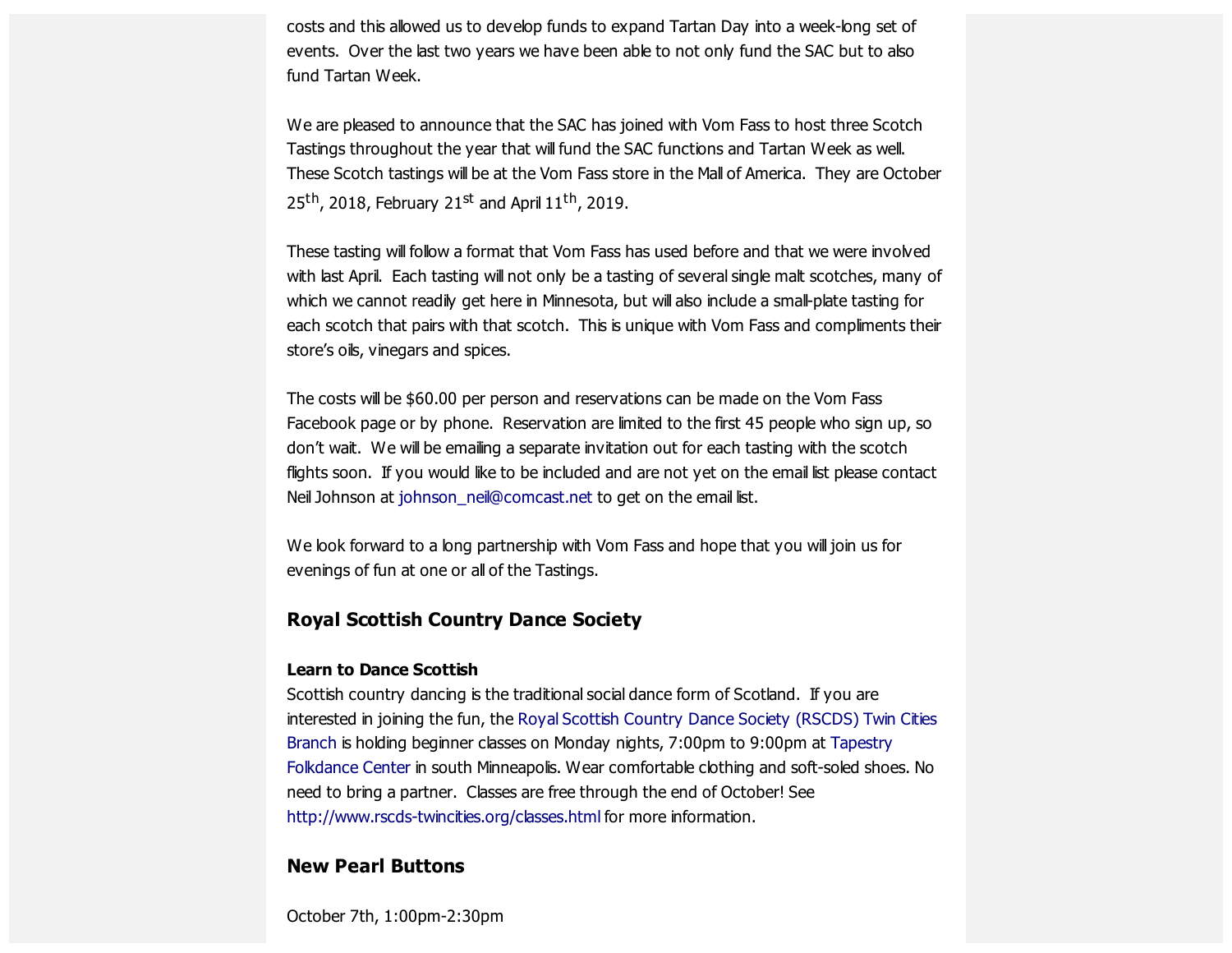costs and this allowed us to develop funds to expand Tartan Day into a week-long set of events. Over the last two years we have been able to not only fund the SAC but to also fund Tartan Week.

We are pleased to announce that the SAC has joined with Vom Fass to host three Scotch Tastings throughout the year that will fund the SAC functions and Tartan Week as well. These Scotch tastings will be at the Vom Fass store in the Mall of America. They are October 25th, 2018, February 21st and April 11th, 2019.

These tasting will follow a format that Vom Fass has used before and that we were involved with last April. Each tasting will not only be a tasting of several single malt scotches, many of which we cannot readily get here in Minnesota, but will also include a small-plate tasting for each scotch that pairs with that scotch. This is unique with Vom Fass and compliments their store's oils, vinegars and spices.

The costs will be $60.00 per person and reservations can be made on the Vom Fass Facebook page or by phone. Reservation are limited to the first 45 people who sign up, so don't wait. We will be emailing a separate invitation out for each tasting with the scotch flights soon. If you would like to be included and are not yet on the email list please contact Neil Johnson at johnson_neil@comcast.net to get on the email list.

We look forward to a long partnership with Vom Fass and hope that you will join us for evenings of fun at one or all of the Tastings.

## Royal Scottish Country Dance Society

**Learn to Dance Scottish**

Scottish country dancing is the traditional social dance form of Scotland. If you are interested in joining the fun, the Royal Scottish Country Dance Society (RSCDS) Twin Cities Branch is holding beginner classes on Monday nights, 7:00pm to 9:00pm at Tapestry Folkdance Center in south Minneapolis. Wear comfortable clothing and soft-soled shoes. No need to bring a partner. Classes are free through the end of October! See http://www.rscds-twincities.org/classes.html for more information.

## New Pearl Buttons

October 7th, 1:00pm-2:30pm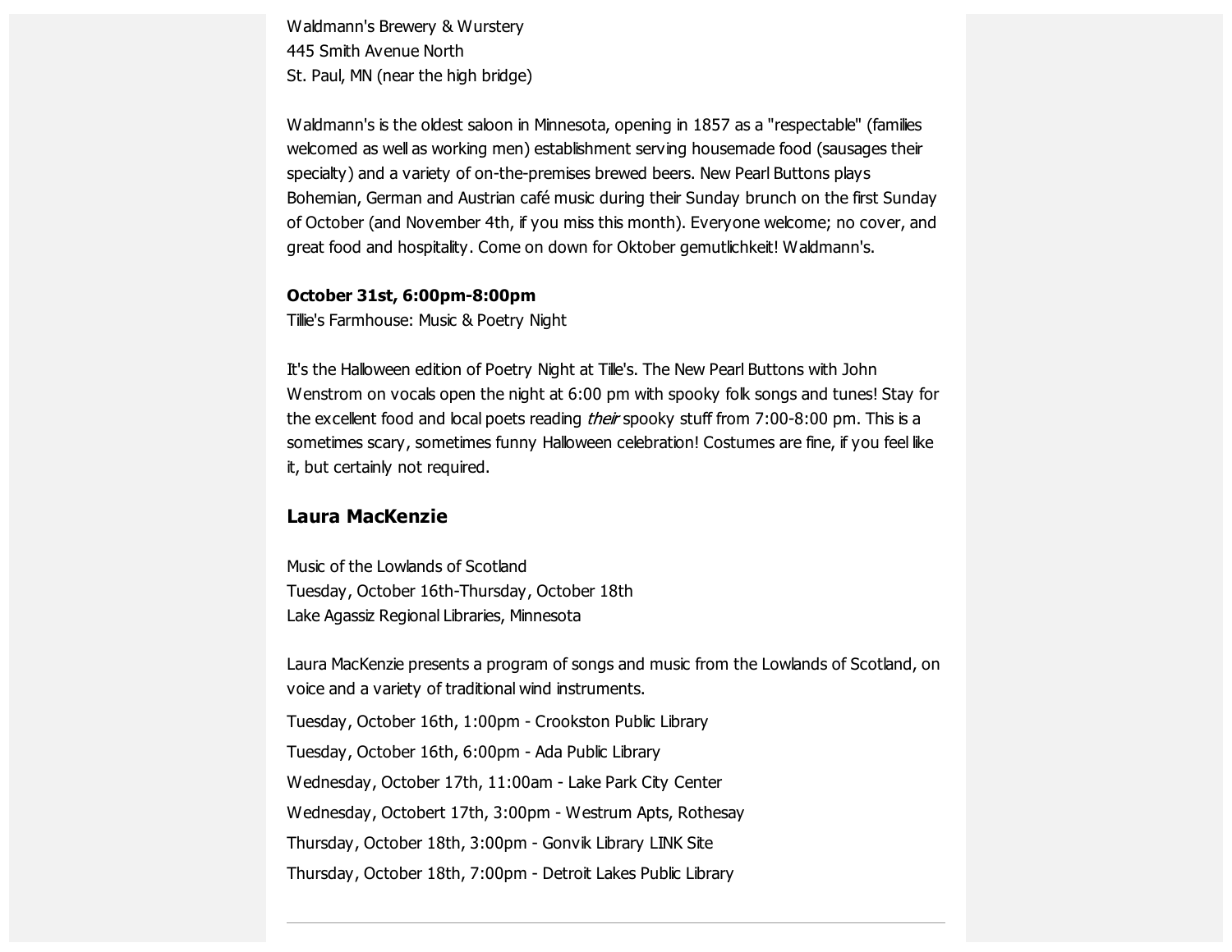Waldmann's Brewery & Wurstery
445 Smith Avenue North
St. Paul, MN (near the high bridge)

Waldmann's is the oldest saloon in Minnesota, opening in 1857 as a "respectable" (families welcomed as well as working men) establishment serving housemade food (sausages their specialty) and a variety of on-the-premises brewed beers. New Pearl Buttons plays Bohemian, German and Austrian café music during their Sunday brunch on the first Sunday of October (and November 4th, if you miss this month). Everyone welcome; no cover, and great food and hospitality. Come on down for Oktober gemutlichkeit! Waldmann's.

**October 31st, 6:00pm-8:00pm**
Tillie's Farmhouse: Music & Poetry Night

It's the Halloween edition of Poetry Night at Tille's. The New Pearl Buttons with John Wenstrom on vocals open the night at 6:00 pm with spooky folk songs and tunes! Stay for the excellent food and local poets reading *their* spooky stuff from 7:00-8:00 pm. This is a sometimes scary, sometimes funny Halloween celebration! Costumes are fine, if you feel like it, but certainly not required.

### Laura MacKenzie

Music of the Lowlands of Scotland
Tuesday, October 16th-Thursday, October 18th
Lake Agassiz Regional Libraries, Minnesota

Laura MacKenzie presents a program of songs and music from the Lowlands of Scotland, on voice and a variety of traditional wind instruments.

Tuesday, October 16th, 1:00pm - Crookston Public Library

Tuesday, October 16th, 6:00pm - Ada Public Library

Wednesday, October 17th, 11:00am - Lake Park City Center

Wednesday, Octobert 17th, 3:00pm - Westrum Apts, Rothesay

Thursday, October 18th, 3:00pm - Gonvik Library LINK Site

Thursday, October 18th, 7:00pm - Detroit Lakes Public Library

---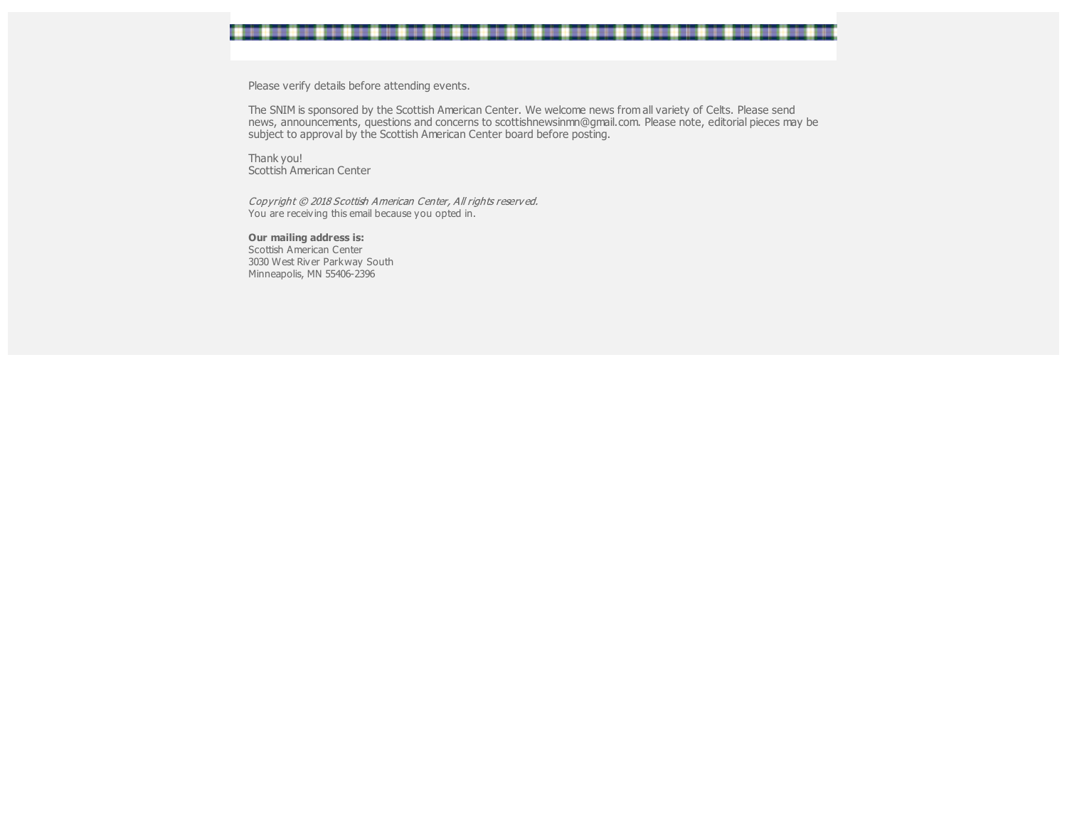Please verify details before attending events.

The SNIM is sponsored by the Scottish American Center. We welcome news from all variety of Celts. Please send news, announcements, questions and concerns to scottishnewsinmn@gmail.com. Please note, editorial pieces may be subject to approval by the Scottish American Center board before posting.

Thank you!
Scottish American Center

*Copyright © 2018 Scottish American Center, All rights reserved.*
You are receiving this email because you opted in.

**Our mailing address is:**
Scottish American Center
3030 West River Parkway South
Minneapolis, MN 55406-2396